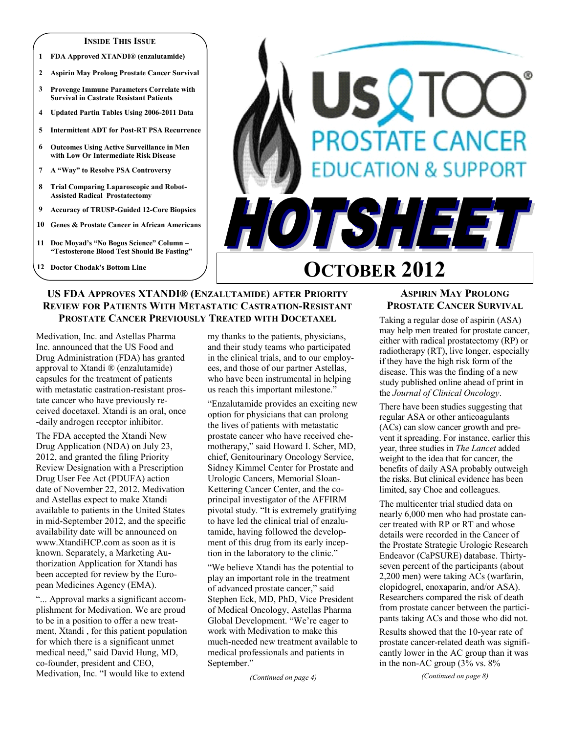**INSIDE THIS ISSUE**

1. FDA Approved XTANDI® (enzalutamide)
2. Aspirin May Prolong Prostate Cancer Survival
3. Provenge Immune Parameters Correlate with Survival in Castrate Resistant Patients
4. Updated Partin Tables Using 2006-2011 Data
5. Intermittent ADT for Post-RT PSA Recurrence
6. Outcomes Using Active Surveillance in Men with Low Or Intermediate Risk Disease
7. A "Way" to Resolve PSA Controversy
8. Trial Comparing Laparoscopic and Robot-Assisted Radical Prostatectomy
9. Accuracy of TRUSP-Guided 12-Core Biopsies
10. Genes & Prostate Cancer in African Americans
11. Doc Moyad's "No Bogus Science" Column – "Testosterone Blood Test Should Be Fasting"
12. Doctor Chodak's Bottom Line

# US TOO® PROSTATE CANCER EDUCATION & SUPPORT

# HOTSHEET

## OCTOBER 2012

## US FDA APPROVES XTANDI® (ENZALUTAMIDE) AFTER PRIORITY REVIEW FOR PATIENTS WITH METASTATIC CASTRATION-RESISTANT PROSTATE CANCER PREVIOUSLY TREATED WITH DOCETAXEL

Medivation, Inc. and Astellas Pharma Inc. announced that the US Food and Drug Administration (FDA) has granted approval to Xtandi ® (enzalutamide) capsules for the treatment of patients with metastatic castration-resistant prostate cancer who have previously received docetaxel. Xtandi is an oral, once -daily androgen receptor inhibitor.

The FDA accepted the Xtandi New Drug Application (NDA) on July 23, 2012, and granted the filing Priority Review Designation with a Prescription Drug User Fee Act (PDUFA) action date of November 22, 2012. Medivation and Astellas expect to make Xtandi available to patients in the United States in mid-September 2012, and the specific availability date will be announced on www.XtandiHCP.com as soon as it is known. Separately, a Marketing Authorization Application for Xtandi has been accepted for review by the European Medicines Agency (EMA).

"... Approval marks a significant accomplishment for Medivation. We are proud to be in a position to offer a new treatment, Xtandi , for this patient population for which there is a significant unmet medical need," said David Hung, MD, co-founder, president and CEO, Medivation, Inc. "I would like to extend my thanks to the patients, physicians, and their study teams who participated in the clinical trials, and to our employees, and those of our partner Astellas, who have been instrumental in helping us reach this important milestone."

"Enzalutamide provides an exciting new option for physicians that can prolong the lives of patients with metastatic prostate cancer who have received chemotherapy," said Howard I. Scher, MD, chief, Genitourinary Oncology Service, Sidney Kimmel Center for Prostate and Urologic Cancers, Memorial Sloan-Kettering Cancer Center, and the co-principal investigator of the AFFIRM pivotal study. "It is extremely gratifying to have led the clinical trial of enzalutamide, having followed the development of this drug from its early inception in the laboratory to the clinic."

"We believe Xtandi has the potential to play an important role in the treatment of advanced prostate cancer," said Stephen Eck, MD, PhD, Vice President of Medical Oncology, Astellas Pharma Global Development. "We're eager to work with Medivation to make this much-needed new treatment available to medical professionals and patients in September."

*(Continued on page 4)*

## ASPIRIN MAY PROLONG PROSTATE CANCER SURVIVAL

Taking a regular dose of aspirin (ASA) may help men treated for prostate cancer, either with radical prostatectomy (RP) or radiotherapy (RT), live longer, especially if they have the high risk form of the disease. This was the finding of a new study published online ahead of print in the *Journal of Clinical Oncology*.

There have been studies suggesting that regular ASA or other anticoagulants (ACs) can slow cancer growth and prevent it spreading. For instance, earlier this year, three studies in *The Lancet* added weight to the idea that for cancer, the benefits of daily ASA probably outweigh the risks. But clinical evidence has been limited, say Choe and colleagues.

The multicenter trial studied data on nearly 6,000 men who had prostate cancer treated with RP or RT and whose details were recorded in the Cancer of the Prostate Strategic Urologic Research Endeavor (CaPSURE) database. Thirty-seven percent of the participants (about 2,200 men) were taking ACs (warfarin, clopidogrel, enoxaparin, and/or ASA). Researchers compared the risk of death from prostate cancer between the participants taking ACs and those who did not.

Results showed that the 10-year rate of prostate cancer-related death was significantly lower in the AC group than it was in the non-AC group (3% vs. 8%

*(Continued on page 8)*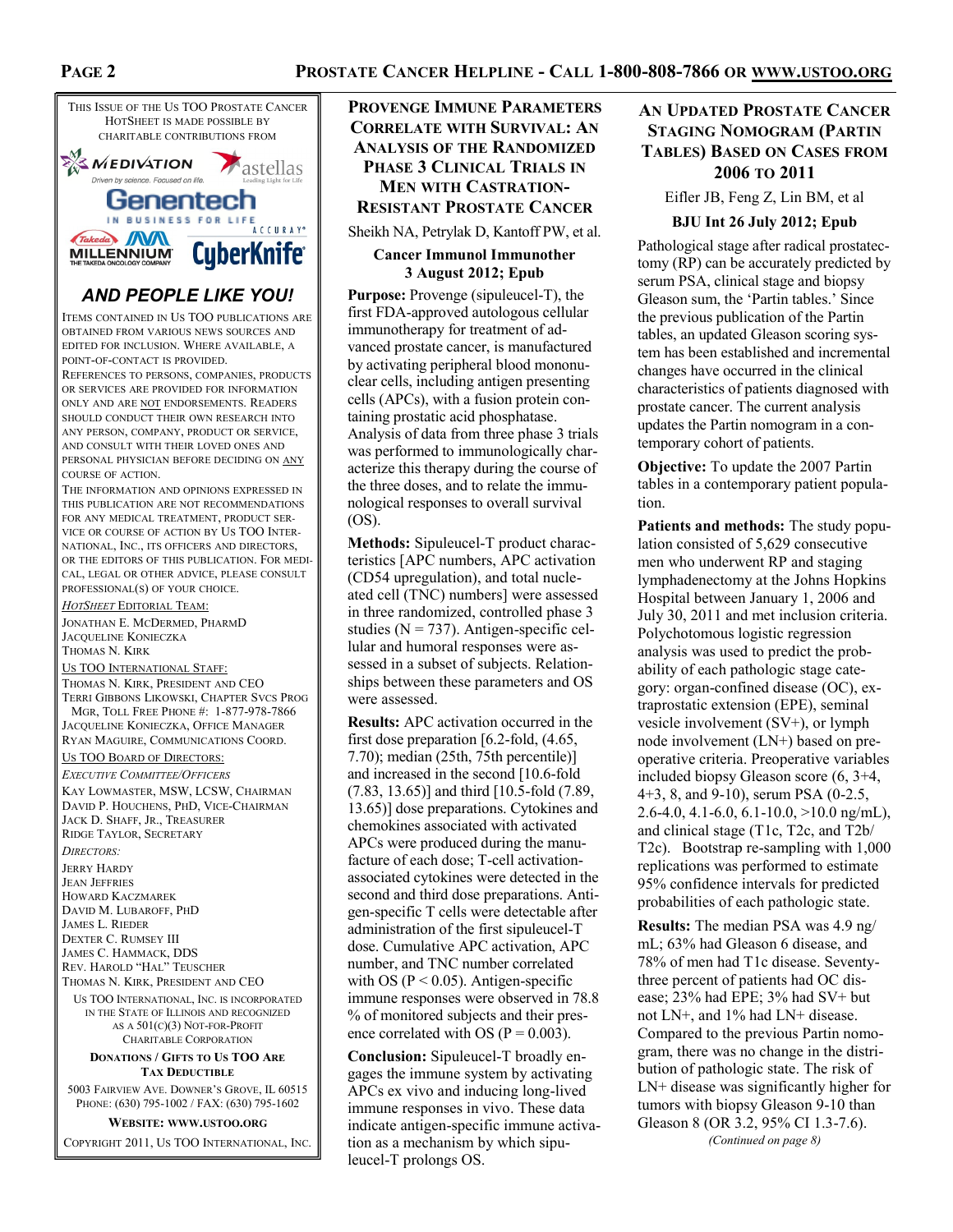This Issue of the Us TOO Prostate Cancer HotSheet is made possible by charitable contributions from

Medivation · Astellas · Genentech · Takeda Millennium · Accuray CyberKnife

***AND PEOPLE LIKE YOU!***

Items contained in Us TOO publications are obtained from various news sources and edited for inclusion. Where available, a point-of-contact is provided.

References to persons, companies, products or services are provided for information only and are not endorsements. Readers should conduct their own research into any person, company, product or service, and consult with their loved ones and personal physician before deciding on any course of action.

The information and opinions expressed in this publication are not recommendations for any medical treatment, product service or course of action by Us TOO International, Inc., its officers and directors, or the editors of this publication. For medical, legal or other advice, please consult professional(s) of your choice.

*HotSheet* Editorial Team:

Jonathan E. McDermed, PharmD
Jacqueline Konieczka
Thomas N. Kirk

Us TOO International Staff:

Thomas N. Kirk, President and CEO
Terri Gibbons Likowski, Chapter Svcs Prog Mgr, Toll Free Phone #: 1-877-978-7866
Jacqueline Konieczka, Office Manager
Ryan Maguire, Communications Coord.

Us TOO Board of Directors:

*Executive Committee/Officers*

Kay Lowmaster, MSW, LCSW, Chairman
David P. Houchens, PhD, Vice-Chairman
Jack D. Shaff, Jr., Treasurer
Ridge Taylor, Secretary

*Directors:*

Jerry Hardy
Jean Jeffries
Howard Kaczmarek
David M. Lubaroff, PhD
James L. Rieder
Dexter C. Rumsey III
James C. Hammack, DDS
Rev. Harold "Hal" Teuscher
Thomas N. Kirk, President and CEO

Us TOO International, Inc. is incorporated in the State of Illinois and recognized as a 501(c)(3) Not-For-Profit Charitable Corporation

**Donations / Gifts to Us TOO Are Tax Deductible**

5003 Fairview Ave. Downer's Grove, IL 60515
Phone: (630) 795-1002 / Fax: (630) 795-1602

**Website: www.ustoo.org**

Copyright 2011, Us TOO International, Inc.

## Provenge Immune Parameters Correlate with Survival: An Analysis of the Randomized Phase 3 Clinical Trials in Men with Castration-Resistant Prostate Cancer

Sheikh NA, Petrylak D, Kantoff PW, et al.

**Cancer Immunol Immunother 3 August 2012; Epub**

**Purpose:** Provenge (sipuleucel-T), the first FDA-approved autologous cellular immunotherapy for treatment of advanced prostate cancer, is manufactured by activating peripheral blood mononuclear cells, including antigen presenting cells (APCs), with a fusion protein containing prostatic acid phosphatase. Analysis of data from three phase 3 trials was performed to immunologically characterize this therapy during the course of the three doses, and to relate the immunological responses to overall survival (OS).

**Methods:** Sipuleucel-T product characteristics [APC numbers, APC activation (CD54 upregulation), and total nucleated cell (TNC) numbers] were assessed in three randomized, controlled phase 3 studies (N = 737). Antigen-specific cellular and humoral responses were assessed in a subset of subjects. Relationships between these parameters and OS were assessed.

**Results:** APC activation occurred in the first dose preparation [6.2-fold, (4.65, 7.70); median (25th, 75th percentile)] and increased in the second [10.6-fold (7.83, 13.65)] and third [10.5-fold (7.89, 13.65)] dose preparations. Cytokines and chemokines associated with activated APCs were produced during the manufacture of each dose; T-cell activation-associated cytokines were detected in the second and third dose preparations. Antigen-specific T cells were detectable after administration of the first sipuleucel-T dose. Cumulative APC activation, APC number, and TNC number correlated with OS ($P < 0.05$). Antigen-specific immune responses were observed in 78.8 % of monitored subjects and their presence correlated with OS ($P = 0.003$).

**Conclusion:** Sipuleucel-T broadly engages the immune system by activating APCs ex vivo and inducing long-lived immune responses in vivo. These data indicate antigen-specific immune activation as a mechanism by which sipuleucel-T prolongs OS.

## An Updated Prostate Cancer Staging Nomogram (Partin Tables) Based on Cases from 2006 to 2011

Eifler JB, Feng Z, Lin BM, et al

**BJU Int 26 July 2012; Epub**

Pathological stage after radical prostatectomy (RP) can be accurately predicted by serum PSA, clinical stage and biopsy Gleason sum, the 'Partin tables.' Since the previous publication of the Partin tables, an updated Gleason scoring system has been established and incremental changes have occurred in the clinical characteristics of patients diagnosed with prostate cancer. The current analysis updates the Partin nomogram in a contemporary cohort of patients.

**Objective:** To update the 2007 Partin tables in a contemporary patient population.

**Patients and methods:** The study population consisted of 5,629 consecutive men who underwent RP and staging lymphadenectomy at the Johns Hopkins Hospital between January 1, 2006 and July 30, 2011 and met inclusion criteria. Polychotomous logistic regression analysis was used to predict the probability of each pathologic stage category: organ-confined disease (OC), extraprostatic extension (EPE), seminal vesicle involvement (SV+), or lymph node involvement (LN+) based on preoperative criteria. Preoperative variables included biopsy Gleason score (6, 3+4, 4+3, 8, and 9-10), serum PSA (0-2.5, 2.6-4.0, 4.1-6.0, 6.1-10.0, >10.0 ng/mL), and clinical stage (T1c, T2c, and T2b/T2c). Bootstrap re-sampling with 1,000 replications was performed to estimate 95% confidence intervals for predicted probabilities of each pathologic state.

**Results:** The median PSA was 4.9 ng/mL; 63% had Gleason 6 disease, and 78% of men had T1c disease. Seventy-three percent of patients had OC disease; 23% had EPE; 3% had SV+ but not LN+, and 1% had LN+ disease. Compared to the previous Partin nomogram, there was no change in the distribution of pathologic state. The risk of LN+ disease was significantly higher for tumors with biopsy Gleason 9-10 than Gleason 8 (OR 3.2, 95% CI 1.3-7.6).

*(Continued on page 8)*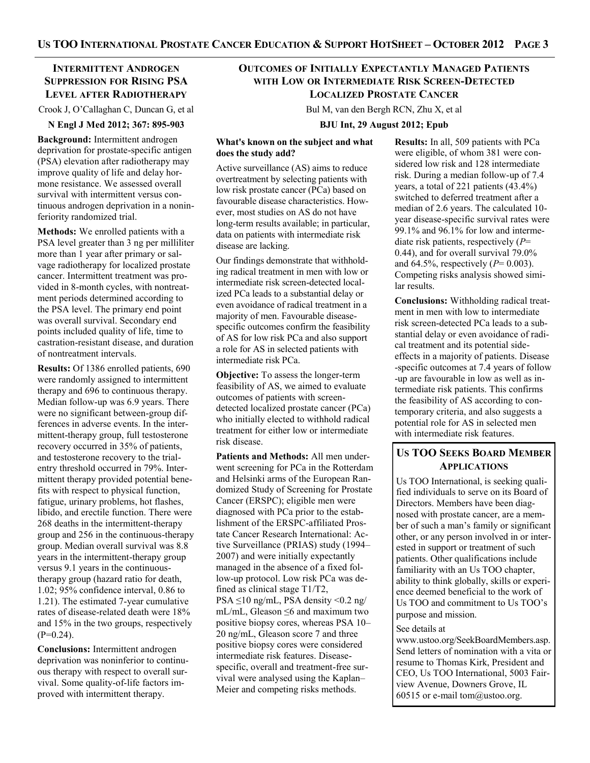## Intermittent Androgen Suppression for Rising PSA Level after Radiotherapy

Crook J, O'Callaghan C, Duncan G, et al

**N Engl J Med 2012; 367: 895-903**

**Background:** Intermittent androgen deprivation for prostate-specific antigen (PSA) elevation after radiotherapy may improve quality of life and delay hormone resistance. We assessed overall survival with intermittent versus continuous androgen deprivation in a noninferiority randomized trial.

**Methods:** We enrolled patients with a PSA level greater than 3 ng per milliliter more than 1 year after primary or salvage radiotherapy for localized prostate cancer. Intermittent treatment was provided in 8-month cycles, with nontreatment periods determined according to the PSA level. The primary end point was overall survival. Secondary end points included quality of life, time to castration-resistant disease, and duration of nontreatment intervals.

**Results:** Of 1386 enrolled patients, 690 were randomly assigned to intermittent therapy and 696 to continuous therapy. Median follow-up was 6.9 years. There were no significant between-group differences in adverse events. In the intermittent-therapy group, full testosterone recovery occurred in 35% of patients, and testosterone recovery to the trial-entry threshold occurred in 79%. Intermittent therapy provided potential benefits with respect to physical function, fatigue, urinary problems, hot flashes, libido, and erectile function. There were 268 deaths in the intermittent-therapy group and 256 in the continuous-therapy group. Median overall survival was 8.8 years in the intermittent-therapy group versus 9.1 years in the continuous-therapy group (hazard ratio for death, 1.02; 95% confidence interval, 0.86 to 1.21). The estimated 7-year cumulative rates of disease-related death were 18% and 15% in the two groups, respectively ($P$=0.24).

**Conclusions:** Intermittent androgen deprivation was noninferior to continuous therapy with respect to overall survival. Some quality-of-life factors improved with intermittent therapy.

## Outcomes of Initially Expectantly Managed Patients with Low or Intermediate Risk Screen-Detected Localized Prostate Cancer

Bul M, van den Bergh RCN, Zhu X, et al

**BJU Int, 29 August 2012; Epub**

**What's known on the subject and what does the study add?**

Active surveillance (AS) aims to reduce overtreatment by selecting patients with low risk prostate cancer (PCa) based on favourable disease characteristics. However, most studies on AS do not have long-term results available; in particular, data on patients with intermediate risk disease are lacking.

Our findings demonstrate that withholding radical treatment in men with low or intermediate risk screen-detected localized PCa leads to a substantial delay or even avoidance of radical treatment in a majority of men. Favourable disease-specific outcomes confirm the feasibility of AS for low risk PCa and also support a role for AS in selected patients with intermediate risk PCa.

**Objective:** To assess the longer-term feasibility of AS, we aimed to evaluate outcomes of patients with screen-detected localized prostate cancer (PCa) who initially elected to withhold radical treatment for either low or intermediate risk disease.

**Patients and Methods:** All men underwent screening for PCa in the Rotterdam and Helsinki arms of the European Randomized Study of Screening for Prostate Cancer (ERSPC); eligible men were diagnosed with PCa prior to the establishment of the ERSPC-affiliated Prostate Cancer Research International: Active Surveillance (PRIAS) study (1994–2007) and were initially expectantly managed in the absence of a fixed follow-up protocol. Low risk PCa was defined as clinical stage T1/T2, PSA ≤10 ng/mL, PSA density <0.2 ng/mL/mL, Gleason ≤6 and maximum two positive biopsy cores, whereas PSA 10–20 ng/mL, Gleason score 7 and three positive biopsy cores were considered intermediate risk features. Disease-specific, overall and treatment-free survival were analysed using the Kaplan–Meier and competing risks methods.

**Results:** In all, 509 patients with PCa were eligible, of whom 381 were considered low risk and 128 intermediate risk. During a median follow-up of 7.4 years, a total of 221 patients (43.4%) switched to deferred treatment after a median of 2.6 years. The calculated 10-year disease-specific survival rates were 99.1% and 96.1% for low and intermediate risk patients, respectively ($P$= 0.44), and for overall survival 79.0% and 64.5%, respectively ($P$= 0.003). Competing risks analysis showed similar results.

**Conclusions:** Withholding radical treatment in men with low to intermediate risk screen-detected PCa leads to a substantial delay or even avoidance of radical treatment and its potential side-effects in a majority of patients. Disease-specific outcomes at 7.4 years of follow-up are favourable in low as well as intermediate risk patients. This confirms the feasibility of AS according to contemporary criteria, and also suggests a potential role for AS in selected men with intermediate risk features.

## Us TOO Seeks Board Member Applications

Us TOO International, is seeking qualified individuals to serve on its Board of Directors. Members have been diagnosed with prostate cancer, are a member of such a man's family or significant other, or any person involved in or interested in support or treatment of such patients. Other qualifications include familiarity with an Us TOO chapter, ability to think globally, skills or experience deemed beneficial to the work of Us TOO and commitment to Us TOO's purpose and mission.

See details at www.ustoo.org/SeekBoardMembers.asp. Send letters of nomination with a vita or resume to Thomas Kirk, President and CEO, Us TOO International, 5003 Fairview Avenue, Downers Grove, IL 60515 or e-mail tom@ustoo.org.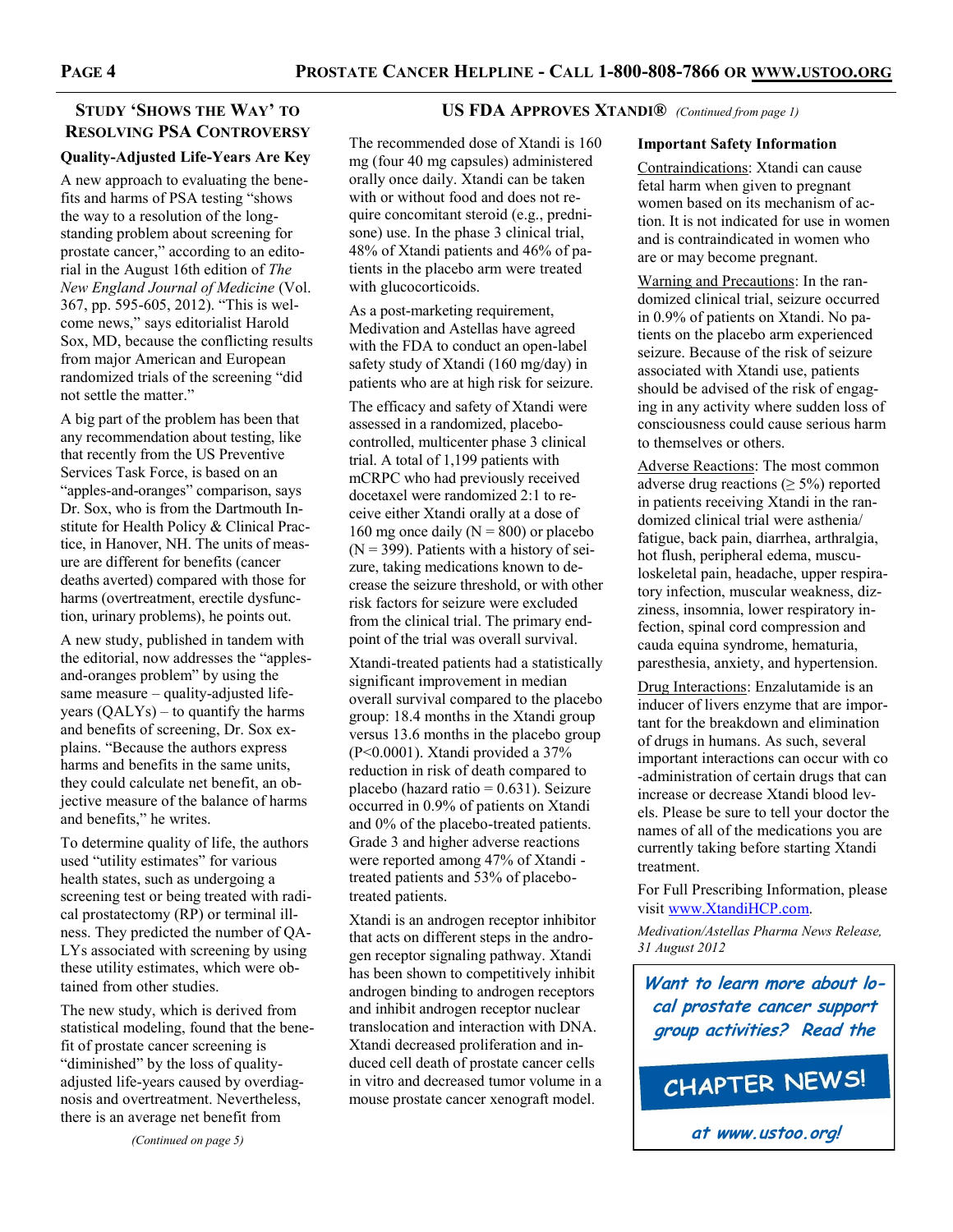## Study 'Shows the Way' to Resolving PSA Controversy

### Quality-Adjusted Life-Years Are Key

A new approach to evaluating the benefits and harms of PSA testing "shows the way to a resolution of the longstanding problem about screening for prostate cancer," according to an editorial in the August 16th edition of *The New England Journal of Medicine* (Vol. 367, pp. 595-605, 2012). "This is welcome news," says editorialist Harold Sox, MD, because the conflicting results from major American and European randomized trials of the screening "did not settle the matter."

A big part of the problem has been that any recommendation about testing, like that recently from the US Preventive Services Task Force, is based on an "apples-and-oranges" comparison, says Dr. Sox, who is from the Dartmouth Institute for Health Policy & Clinical Practice, in Hanover, NH. The units of measure are different for benefits (cancer deaths averted) compared with those for harms (overtreatment, erectile dysfunction, urinary problems), he points out.

A new study, published in tandem with the editorial, now addresses the "apples-and-oranges problem" by using the same measure – quality-adjusted life-years (QALYs) – to quantify the harms and benefits of screening, Dr. Sox explains. "Because the authors express harms and benefits in the same units, they could calculate net benefit, an objective measure of the balance of harms and benefits," he writes.

To determine quality of life, the authors used "utility estimates" for various health states, such as undergoing a screening test or being treated with radical prostatectomy (RP) or terminal illness. They predicted the number of QALYs associated with screening by using these utility estimates, which were obtained from other studies.

The new study, which is derived from statistical modeling, found that the benefit of prostate cancer screening is "diminished" by the loss of quality-adjusted life-years caused by overdiagnosis and overtreatment. Nevertheless, there is an average net benefit from

*(Continued on page 5)*

## US FDA Approves Xtandi® *(Continued from page 1)*

The recommended dose of Xtandi is 160 mg (four 40 mg capsules) administered orally once daily. Xtandi can be taken with or without food and does not require concomitant steroid (e.g., prednisone) use. In the phase 3 clinical trial, 48% of Xtandi patients and 46% of patients in the placebo arm were treated with glucocorticoids.

As a post-marketing requirement, Medivation and Astellas have agreed with the FDA to conduct an open-label safety study of Xtandi (160 mg/day) in patients who are at high risk for seizure.

The efficacy and safety of Xtandi were assessed in a randomized, placebo-controlled, multicenter phase 3 clinical trial. A total of 1,199 patients with mCRPC who had previously received docetaxel were randomized 2:1 to receive either Xtandi orally at a dose of 160 mg once daily ($N = 800$) or placebo ($N = 399$). Patients with a history of seizure, taking medications known to decrease the seizure threshold, or with other risk factors for seizure were excluded from the clinical trial. The primary endpoint of the trial was overall survival.

Xtandi-treated patients had a statistically significant improvement in median overall survival compared to the placebo group: 18.4 months in the Xtandi group versus 13.6 months in the placebo group ($P<0.0001$). Xtandi provided a 37% reduction in risk of death compared to placebo (hazard ratio = 0.631). Seizure occurred in 0.9% of patients on Xtandi and 0% of the placebo-treated patients. Grade 3 and higher adverse reactions were reported among 47% of Xtandi - treated patients and 53% of placebo-treated patients.

Xtandi is an androgen receptor inhibitor that acts on different steps in the androgen receptor signaling pathway. Xtandi has been shown to competitively inhibit androgen binding to androgen receptors and inhibit androgen receptor nuclear translocation and interaction with DNA. Xtandi decreased proliferation and induced cell death of prostate cancer cells in vitro and decreased tumor volume in a mouse prostate cancer xenograft model.

**Important Safety Information**

Contraindications: Xtandi can cause fetal harm when given to pregnant women based on its mechanism of action. It is not indicated for use in women and is contraindicated in women who are or may become pregnant.

Warning and Precautions: In the randomized clinical trial, seizure occurred in 0.9% of patients on Xtandi. No patients on the placebo arm experienced seizure. Because of the risk of seizure associated with Xtandi use, patients should be advised of the risk of engaging in any activity where sudden loss of consciousness could cause serious harm to themselves or others.

Adverse Reactions: The most common adverse drug reactions ($\geq$ 5%) reported in patients receiving Xtandi in the randomized clinical trial were asthenia/fatigue, back pain, diarrhea, arthralgia, hot flush, peripheral edema, musculoskeletal pain, headache, upper respiratory infection, muscular weakness, dizziness, insomnia, lower respiratory infection, spinal cord compression and cauda equina syndrome, hematuria, paresthesia, anxiety, and hypertension.

Drug Interactions: Enzalutamide is an inducer of livers enzyme that are important for the breakdown and elimination of drugs in humans. As such, several important interactions can occur with co-administration of certain drugs that can increase or decrease Xtandi blood levels. Please be sure to tell your doctor the names of all of the medications you are currently taking before starting Xtandi treatment.

For Full Prescribing Information, please visit www.XtandiHCP.com.

*Medivation/Astellas Pharma News Release, 31 August 2012*

***Want to learn more about local prostate cancer support group activities? Read the***

**CHAPTER NEWS!**

***at www.ustoo.org!***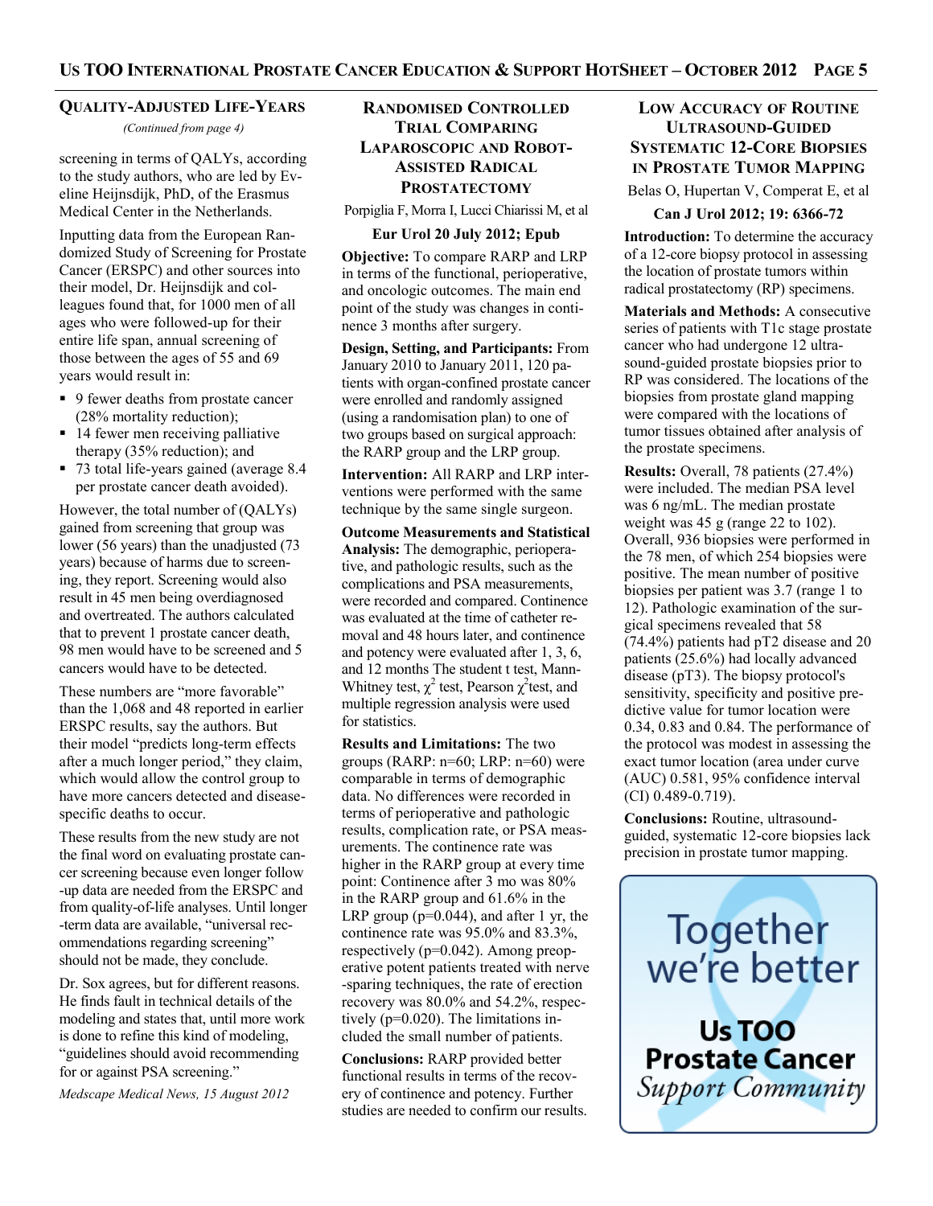## Quality-Adjusted Life-Years

*(Continued from page 4)*

screening in terms of QALYs, according to the study authors, who are led by Eveline Heijnsdijk, PhD, of the Erasmus Medical Center in the Netherlands.

Inputting data from the European Randomized Study of Screening for Prostate Cancer (ERSPC) and other sources into their model, Dr. Heijnsdijk and colleagues found that, for 1000 men of all ages who were followed-up for their entire life span, annual screening of those between the ages of 55 and 69 years would result in:

- 9 fewer deaths from prostate cancer (28% mortality reduction);
- 14 fewer men receiving palliative therapy (35% reduction); and
- 73 total life-years gained (average 8.4 per prostate cancer death avoided).

However, the total number of (QALYs) gained from screening that group was lower (56 years) than the unadjusted (73 years) because of harms due to screening, they report. Screening would also result in 45 men being overdiagnosed and overtreated. The authors calculated that to prevent 1 prostate cancer death, 98 men would have to be screened and 5 cancers would have to be detected.

These numbers are "more favorable" than the 1,068 and 48 reported in earlier ERSPC results, say the authors. But their model "predicts long-term effects after a much longer period," they claim, which would allow the control group to have more cancers detected and disease-specific deaths to occur.

These results from the new study are not the final word on evaluating prostate cancer screening because even longer follow-up data are needed from the ERSPC and from quality-of-life analyses. Until longer-term data are available, "universal recommendations regarding screening" should not be made, they conclude.

Dr. Sox agrees, but for different reasons. He finds fault in technical details of the modeling and states that, until more work is done to refine this kind of modeling, "guidelines should avoid recommending for or against PSA screening."

*Medscape Medical News, 15 August 2012*

## Randomised Controlled Trial Comparing Laparoscopic and Robot-Assisted Radical Prostatectomy

Porpiglia F, Morra I, Lucci Chiarissi M, et al

**Eur Urol 20 July 2012; Epub**

**Objective:** To compare RARP and LRP in terms of the functional, perioperative, and oncologic outcomes. The main end point of the study was changes in continence 3 months after surgery.

**Design, Setting, and Participants:** From January 2010 to January 2011, 120 patients with organ-confined prostate cancer were enrolled and randomly assigned (using a randomisation plan) to one of two groups based on surgical approach: the RARP group and the LRP group.

**Intervention:** All RARP and LRP interventions were performed with the same technique by the same single surgeon.

**Outcome Measurements and Statistical Analysis:** The demographic, perioperative, and pathologic results, such as the complications and PSA measurements, were recorded and compared. Continence was evaluated at the time of catheter removal and 48 hours later, and continence and potency were evaluated after 1, 3, 6, and 12 months The student t test, Mann-Whitney test, $\chi^2$ test, Pearson $\chi^2$test, and multiple regression analysis were used for statistics.

**Results and Limitations:** The two groups (RARP: n=60; LRP: n=60) were comparable in terms of demographic data. No differences were recorded in terms of perioperative and pathologic results, complication rate, or PSA measurements. The continence rate was higher in the RARP group at every time point: Continence after 3 mo was 80% in the RARP group and 61.6% in the LRP group (p=0.044), and after 1 yr, the continence rate was 95.0% and 83.3%, respectively (p=0.042). Among preoperative potent patients treated with nerve-sparing techniques, the rate of erection recovery was 80.0% and 54.2%, respectively (p=0.020). The limitations included the small number of patients.

**Conclusions:** RARP provided better functional results in terms of the recovery of continence and potency. Further studies are needed to confirm our results.

## Low Accuracy of Routine Ultrasound-Guided Systematic 12-Core Biopsies in Prostate Tumor Mapping

Belas O, Hupertan V, Comperat E, et al

**Can J Urol 2012; 19: 6366-72**

**Introduction:** To determine the accuracy of a 12-core biopsy protocol in assessing the location of prostate tumors within radical prostatectomy (RP) specimens.

**Materials and Methods:** A consecutive series of patients with T1c stage prostate cancer who had undergone 12 ultrasound-guided prostate biopsies prior to RP was considered. The locations of the biopsies from prostate gland mapping were compared with the locations of tumor tissues obtained after analysis of the prostate specimens.

**Results:** Overall, 78 patients (27.4%) were included. The median PSA level was 6 ng/mL. The median prostate weight was 45 g (range 22 to 102). Overall, 936 biopsies were performed in the 78 men, of which 254 biopsies were positive. The mean number of positive biopsies per patient was 3.7 (range 1 to 12). Pathologic examination of the surgical specimens revealed that 58 (74.4%) patients had pT2 disease and 20 patients (25.6%) had locally advanced disease (pT3). The biopsy protocol's sensitivity, specificity and positive predictive value for tumor location were 0.34, 0.83 and 0.84. The performance of the protocol was modest in assessing the exact tumor location (area under curve (AUC) 0.581, 95% confidence interval (CI) 0.489-0.719).

**Conclusions:** Routine, ultrasound-guided, systematic 12-core biopsies lack precision in prostate tumor mapping.

Together we're better

**Us TOO Prostate Cancer** *Support Community*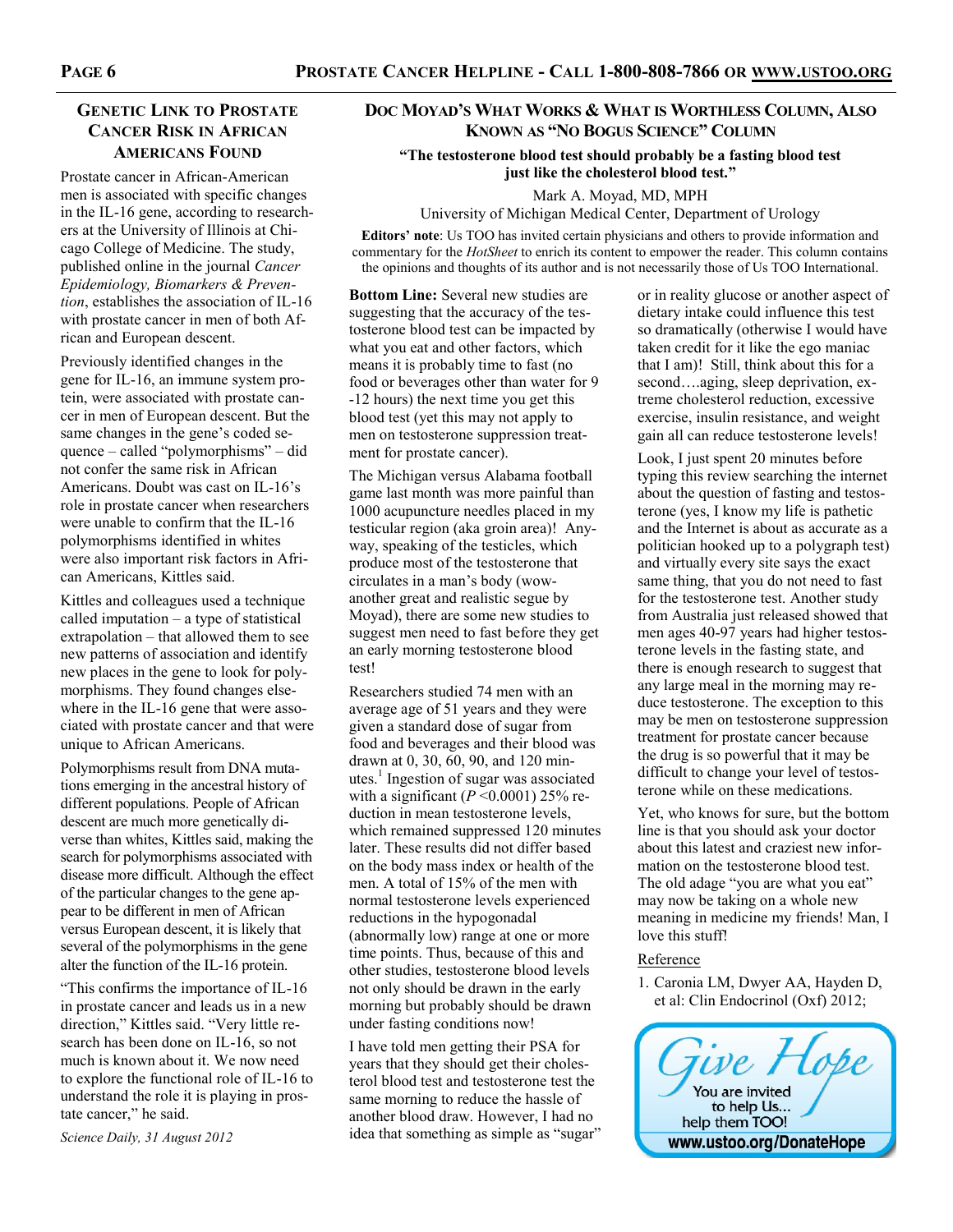## Genetic Link to Prostate Cancer Risk in African Americans Found

Prostate cancer in African-American men is associated with specific changes in the IL-16 gene, according to researchers at the University of Illinois at Chicago College of Medicine. The study, published online in the journal *Cancer Epidemiology, Biomarkers & Prevention*, establishes the association of IL-16 with prostate cancer in men of both African and European descent.

Previously identified changes in the gene for IL-16, an immune system protein, were associated with prostate cancer in men of European descent. But the same changes in the gene's coded sequence – called "polymorphisms" – did not confer the same risk in African Americans. Doubt was cast on IL-16's role in prostate cancer when researchers were unable to confirm that the IL-16 polymorphisms identified in whites were also important risk factors in African Americans, Kittles said.

Kittles and colleagues used a technique called imputation – a type of statistical extrapolation – that allowed them to see new patterns of association and identify new places in the gene to look for polymorphisms. They found changes elsewhere in the IL-16 gene that were associated with prostate cancer and that were unique to African Americans.

Polymorphisms result from DNA mutations emerging in the ancestral history of different populations. People of African descent are much more genetically diverse than whites, Kittles said, making the search for polymorphisms associated with disease more difficult. Although the effect of the particular changes to the gene appear to be different in men of African versus European descent, it is likely that several of the polymorphisms in the gene alter the function of the IL-16 protein.

"This confirms the importance of IL-16 in prostate cancer and leads us in a new direction," Kittles said. "Very little research has been done on IL-16, so not much is known about it. We now need to explore the functional role of IL-16 to understand the role it is playing in prostate cancer," he said.

*Science Daily, 31 August 2012*

## Doc Moyad's What Works & What is Worthless Column, Also Known as "No Bogus Science" Column

**"The testosterone blood test should probably be a fasting blood test just like the cholesterol blood test."**

Mark A. Moyad, MD, MPH
University of Michigan Medical Center, Department of Urology

**Editors' note**: Us TOO has invited certain physicians and others to provide information and commentary for the *HotSheet* to enrich its content to empower the reader. This column contains the opinions and thoughts of its author and is not necessarily those of Us TOO International.

**Bottom Line:** Several new studies are suggesting that the accuracy of the testosterone blood test can be impacted by what you eat and other factors, which means it is probably time to fast (no food or beverages other than water for 9-12 hours) the next time you get this blood test (yet this may not apply to men on testosterone suppression treatment for prostate cancer).

The Michigan versus Alabama football game last month was more painful than 1000 acupuncture needles placed in my testicular region (aka groin area)! Anyway, speaking of the testicles, which produce most of the testosterone that circulates in a man's body (wow-another great and realistic segue by Moyad), there are some new studies to suggest men need to fast before they get an early morning testosterone blood test!

Researchers studied 74 men with an average age of 51 years and they were given a standard dose of sugar from food and beverages and their blood was drawn at 0, 30, 60, 90, and 120 minutes.[1] Ingestion of sugar was associated with a significant ($P < 0.0001$) 25% reduction in mean testosterone levels, which remained suppressed 120 minutes later. These results did not differ based on the body mass index or health of the men. A total of 15% of the men with normal testosterone levels experienced reductions in the hypogonadal (abnormally low) range at one or more time points. Thus, because of this and other studies, testosterone blood levels not only should be drawn in the early morning but probably should be drawn under fasting conditions now!

I have told men getting their PSA for years that they should get their cholesterol blood test and testosterone test the same morning to reduce the hassle of another blood draw. However, I had no idea that something as simple as "sugar" or in reality glucose or another aspect of dietary intake could influence this test so dramatically (otherwise I would have taken credit for it like the ego maniac that I am)! Still, think about this for a second….aging, sleep deprivation, extreme cholesterol reduction, excessive exercise, insulin resistance, and weight gain all can reduce testosterone levels!

Look, I just spent 20 minutes before typing this review searching the internet about the question of fasting and testosterone (yes, I know my life is pathetic and the Internet is about as accurate as a politician hooked up to a polygraph test) and virtually every site says the exact same thing, that you do not need to fast for the testosterone test. Another study from Australia just released showed that men ages 40-97 years had higher testosterone levels in the fasting state, and there is enough research to suggest that any large meal in the morning may reduce testosterone. The exception to this may be men on testosterone suppression treatment for prostate cancer because the drug is so powerful that it may be difficult to change your level of testosterone while on these medications.

Yet, who knows for sure, but the bottom line is that you should ask your doctor about this latest and craziest new information on the testosterone blood test. The old adage "you are what you eat" may now be taking on a whole new meaning in medicine my friends! Man, I love this stuff!

Reference

1. Caronia LM, Dwyer AA, Hayden D, et al: Clin Endocrinol (Oxf) 2012;

Give Hope — You are invited to help Us... help them TOO! www.ustoo.org/DonateHope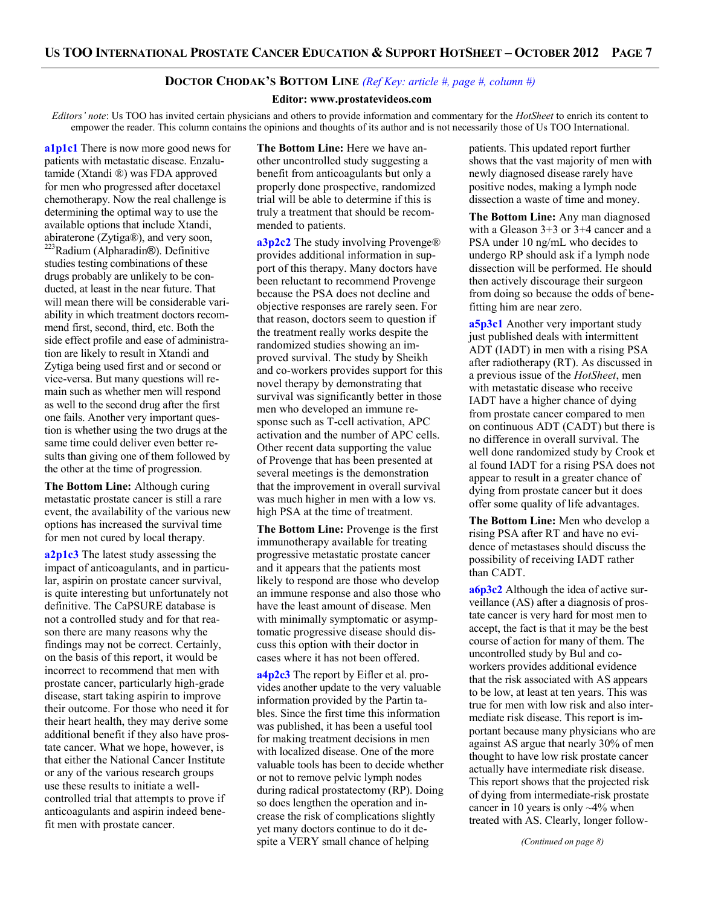## Doctor Chodak's Bottom Line *(Ref Key: article #, page #, column #)*

**Editor: www.prostatevideos.com**

*Editors' note*: Us TOO has invited certain physicians and others to provide information and commentary for the *HotSheet* to enrich its content to empower the reader. This column contains the opinions and thoughts of its author and is not necessarily those of Us TOO International.

**a1p1c1** There is now more good news for patients with metastatic disease. Enzalutamide (Xtandi ®) was FDA approved for men who progressed after docetaxel chemotherapy. Now the real challenge is determining the optimal way to use the available options that include Xtandi, abiraterone (Zytiga®), and very soon, $^{223}$Radium (Alpharadin®). Definitive studies testing combinations of these drugs probably are unlikely to be conducted, at least in the near future. That will mean there will be considerable variability in which treatment doctors recommend first, second, third, etc. Both the side effect profile and ease of administration are likely to result in Xtandi and Zytiga being used first and or second or vice-versa. But many questions will remain such as whether men will respond as well to the second drug after the first one fails. Another very important question is whether using the two drugs at the same time could deliver even better results than giving one of them followed by the other at the time of progression.

**The Bottom Line:** Although curing metastatic prostate cancer is still a rare event, the availability of the various new options has increased the survival time for men not cured by local therapy.

**a2p1c3** The latest study assessing the impact of anticoagulants, and in particular, aspirin on prostate cancer survival, is quite interesting but unfortunately not definitive. The CaPSURE database is not a controlled study and for that reason there are many reasons why the findings may not be correct. Certainly, on the basis of this report, it would be incorrect to recommend that men with prostate cancer, particularly high-grade disease, start taking aspirin to improve their outcome. For those who need it for their heart health, they may derive some additional benefit if they also have prostate cancer. What we hope, however, is that either the National Cancer Institute or any of the various research groups use these results to initiate a well-controlled trial that attempts to prove if anticoagulants and aspirin indeed benefit men with prostate cancer.

**The Bottom Line:** Here we have another uncontrolled study suggesting a benefit from anticoagulants but only a properly done prospective, randomized trial will be able to determine if this is truly a treatment that should be recommended to patients.

**a3p2c2** The study involving Provenge® provides additional information in support of this therapy. Many doctors have been reluctant to recommend Provenge because the PSA does not decline and objective responses are rarely seen. For that reason, doctors seem to question if the treatment really works despite the randomized studies showing an improved survival. The study by Sheikh and co-workers provides support for this novel therapy by demonstrating that survival was significantly better in those men who developed an immune response such as T-cell activation, APC activation and the number of APC cells. Other recent data supporting the value of Provenge that has been presented at several meetings is the demonstration that the improvement in overall survival was much higher in men with a low vs. high PSA at the time of treatment.

**The Bottom Line:** Provenge is the first immunotherapy available for treating progressive metastatic prostate cancer and it appears that the patients most likely to respond are those who develop an immune response and also those who have the least amount of disease. Men with minimally symptomatic or asymptomatic progressive disease should discuss this option with their doctor in cases where it has not been offered.

**a4p2c3** The report by Eifler et al. provides another update to the very valuable information provided by the Partin tables. Since the first time this information was published, it has been a useful tool for making treatment decisions in men with localized disease. One of the more valuable tools has been to decide whether or not to remove pelvic lymph nodes during radical prostatectomy (RP). Doing so does lengthen the operation and increase the risk of complications slightly yet many doctors continue to do it despite a VERY small chance of helping patients. This updated report further shows that the vast majority of men with newly diagnosed disease rarely have positive nodes, making a lymph node dissection a waste of time and money.

**The Bottom Line:** Any man diagnosed with a Gleason 3+3 or 3+4 cancer and a PSA under 10 ng/mL who decides to undergo RP should ask if a lymph node dissection will be performed. He should then actively discourage their surgeon from doing so because the odds of benefitting him are near zero.

**a5p3c1** Another very important study just published deals with intermittent ADT (IADT) in men with a rising PSA after radiotherapy (RT). As discussed in a previous issue of the *HotSheet*, men with metastatic disease who receive IADT have a higher chance of dying from prostate cancer compared to men on continuous ADT (CADT) but there is no difference in overall survival. The well done randomized study by Crook et al found IADT for a rising PSA does not appear to result in a greater chance of dying from prostate cancer but it does offer some quality of life advantages.

**The Bottom Line:** Men who develop a rising PSA after RT and have no evidence of metastases should discuss the possibility of receiving IADT rather than CADT.

**a6p3c2** Although the idea of active surveillance (AS) after a diagnosis of prostate cancer is very hard for most men to accept, the fact is that it may be the best course of action for many of them. The uncontrolled study by Bul and co-workers provides additional evidence that the risk associated with AS appears to be low, at least at ten years. This was true for men with low risk and also intermediate risk disease. This report is important because many physicians who are against AS argue that nearly 30% of men thought to have low risk prostate cancer actually have intermediate risk disease. This report shows that the projected risk of dying from intermediate-risk prostate cancer in 10 years is only ~4% when treated with AS. Clearly, longer follow-

*(Continued on page 8)*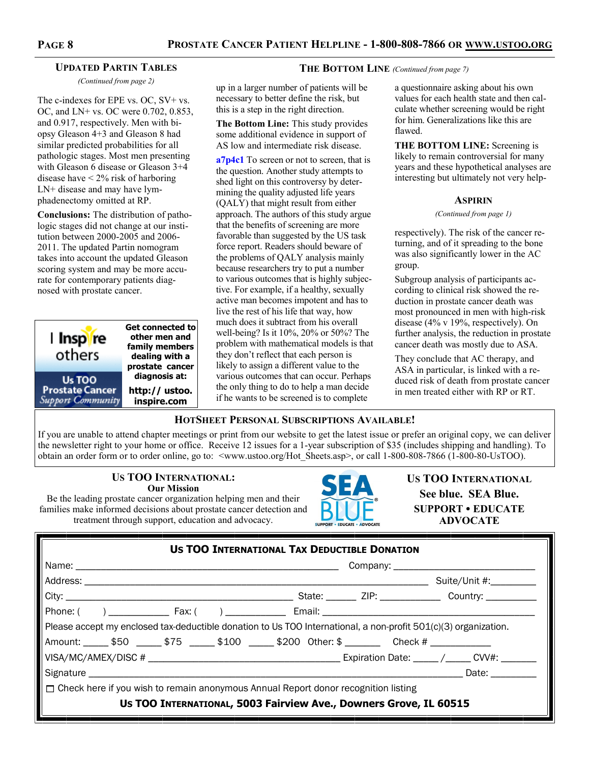## Updated Partin Tables

*(Continued from page 2)*

The c-indexes for EPE vs. OC, SV+ vs. OC, and LN+ vs. OC were 0.702, 0.853, and 0.917, respectively. Men with biopsy Gleason 4+3 and Gleason 8 had similar predicted probabilities for all pathologic stages. Most men presenting with Gleason 6 disease or Gleason 3+4 disease have < 2% risk of harboring LN+ disease and may have lymphadenectomy omitted at RP.

**Conclusions:** The distribution of pathologic stages did not change at our institution between 2000-2005 and 2006-2011. The updated Partin nomogram takes into account the updated Gleason scoring system and may be more accurate for contemporary patients diagnosed with prostate cancer.

I Inspire others — Us TOO Prostate Cancer Support Community

**Get connected to other men and family members dealing with a prostate cancer diagnosis at: http:// ustoo.inspire.com**

## The Bottom Line *(Continued from page 7)*

up in a larger number of patients will be necessary to better define the risk, but this is a step in the right direction.

**The Bottom Line:** This study provides some additional evidence in support of AS low and intermediate risk disease.

**a7p4c1** To screen or not to screen, that is the question. Another study attempts to shed light on this controversy by determining the quality adjusted life years (QALY) that might result from either approach. The authors of this study argue that the benefits of screening are more favorable than suggested by the US task force report. Readers should beware of the problems of QALY analysis mainly because researchers try to put a number to various outcomes that is highly subjective. For example, if a healthy, sexually active man becomes impotent and has to live the rest of his life that way, how much does it subtract from his overall well-being? Is it 10%, 20% or 50%? The problem with mathematical models is that they don't reflect that each person is likely to assign a different value to the various outcomes that can occur. Perhaps the only thing to do to help a man decide if he wants to be screened is to complete a questionnaire asking about his own values for each health state and then calculate whether screening would be right for him. Generalizations like this are flawed.

**THE BOTTOM LINE:** Screening is likely to remain controversial for many years and these hypothetical analyses are interesting but ultimately not very help-

## Aspirin

*(Continued from page 1)*

respectively). The risk of the cancer returning, and of it spreading to the bone was also significantly lower in the AC group.

Subgroup analysis of participants according to clinical risk showed the reduction in prostate cancer death was most pronounced in men with high-risk disease (4% v 19%, respectively). On further analysis, the reduction in prostate cancer death was mostly due to ASA.

They conclude that AC therapy, and ASA in particular, is linked with a reduced risk of death from prostate cancer in men treated either with RP or RT.

## HotSheet Personal Subscriptions Available!

If you are unable to attend chapter meetings or print from our website to get the latest issue or prefer an original copy, we can deliver the newsletter right to your home or office. Receive 12 issues for a 1-year subscription of $35 (includes shipping and handling). To obtain an order form or to order online, go to: <www.ustoo.org/Hot_Sheets.asp>, or call 1-800-808-7866 (1-800-80-UsTOO).

## Us TOO International: Our Mission

Be the leading prostate cancer organization helping men and their families make informed decisions about prostate cancer detection and treatment through support, education and advocacy.

SEA BLUE® — SUPPORT • EDUCATE • ADVOCATE

**Us TOO International**
**See blue. SEA Blue.**
**SUPPORT • EDUCATE ADVOCATE**

## Us TOO International Tax Deductible Donation

Name: ______________________________ Company: ______________________

Address: ______________________________________ Suite/Unit #:________

City: ___________________________ State: ______ ZIP: ___________ Country: _________

Phone: (   ) ___________ Fax: (   ) ___________ Email: ______________________________

Please accept my enclosed tax-deductible donation to Us TOO International, a non-profit 501(c)(3) organization.

Amount: _____ $50 _____ $75 _____ $100 _____ $200 Other: $ _______ Check # ___________

VISA/MC/AMEX/DISC # ______________________________ Expiration Date: _____ /_____ CVV#: _______

Signature ______________________________________________________ Date: _________

☐ Check here if you wish to remain anonymous Annual Report donor recognition listing

**Us TOO International, 5003 Fairview Ave., Downers Grove, IL 60515**